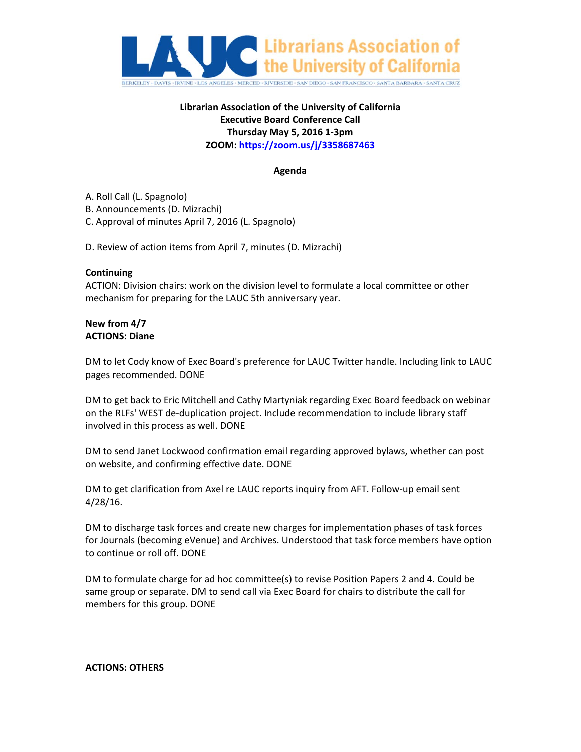Librarians Association of the University of California

BERKELEY · DAVIS · IRVINE · LOS ANGELES · MERCED · RIVERSIDE · SAN DIEGO · SAN FRANCISCO · SANTA BARBARA · SANTA CRUZ

**Librarian Association of the University of California**
**Executive Board Conference Call**
**Thursday May 5, 2016 1-3pm**
**ZOOM: [https://zoom.us/j/3358687463](https://zoom.us/j/3358687463)**

**Agenda**

A. Roll Call (L. Spagnolo)
B. Announcements (D. Mizrachi)
C. Approval of minutes April 7, 2016 (L. Spagnolo)

D. Review of action items from April 7, minutes (D. Mizrachi)

**Continuing**
ACTION: Division chairs: work on the division level to formulate a local committee or other mechanism for preparing for the LAUC 5th anniversary year.

**New from 4/7**
**ACTIONS: Diane**

DM to let Cody know of Exec Board's preference for LAUC Twitter handle. Including link to LAUC pages recommended. DONE

DM to get back to Eric Mitchell and Cathy Martyniak regarding Exec Board feedback on webinar on the RLFs' WEST de-duplication project. Include recommendation to include library staff involved in this process as well. DONE

DM to send Janet Lockwood confirmation email regarding approved bylaws, whether can post on website, and confirming effective date. DONE

DM to get clarification from Axel re LAUC reports inquiry from AFT. Follow-up email sent 4/28/16.

DM to discharge task forces and create new charges for implementation phases of task forces for Journals (becoming eVenue) and Archives. Understood that task force members have option to continue or roll off. DONE

DM to formulate charge for ad hoc committee(s) to revise Position Papers 2 and 4. Could be same group or separate. DM to send call via Exec Board for chairs to distribute the call for members for this group. DONE

**ACTIONS: OTHERS**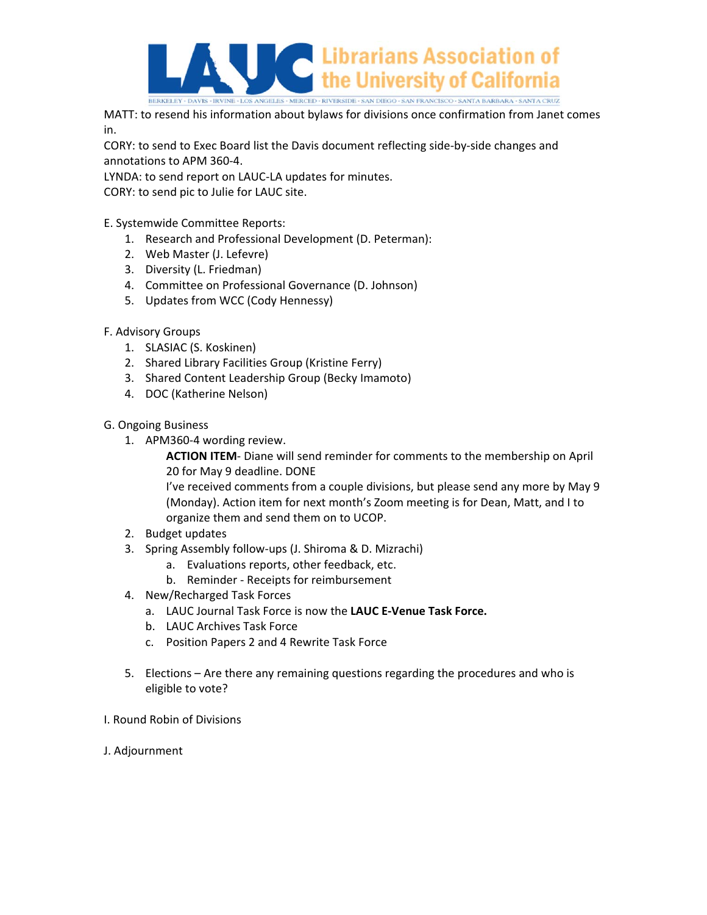MATT: to resend his information about bylaws for divisions once confirmation from Janet comes in.
CORY: to send to Exec Board list the Davis document reflecting side-by-side changes and annotations to APM 360-4.
LYNDA: to send report on LAUC-LA updates for minutes.
CORY: to send pic to Julie for LAUC site.

E. Systemwide Committee Reports:

1. Research and Professional Development (D. Peterman):
2. Web Master (J. Lefevre)
3. Diversity (L. Friedman)
4. Committee on Professional Governance (D. Johnson)
5. Updates from WCC (Cody Hennessy)

F. Advisory Groups

1. SLASIAC (S. Koskinen)
2. Shared Library Facilities Group (Kristine Ferry)
3. Shared Content Leadership Group (Becky Imamoto)
4. DOC (Katherine Nelson)

G. Ongoing Business

1. APM360-4 wording review.
   **ACTION ITEM**- Diane will send reminder for comments to the membership on April 20 for May 9 deadline. DONE
   I've received comments from a couple divisions, but please send any more by May 9 (Monday). Action item for next month's Zoom meeting is for Dean, Matt, and I to organize them and send them on to UCOP.
2. Budget updates
3. Spring Assembly follow-ups (J. Shiroma & D. Mizrachi)
   a. Evaluations reports, other feedback, etc.
   b. Reminder - Receipts for reimbursement
4. New/Recharged Task Forces
   a. LAUC Journal Task Force is now the **LAUC E-Venue Task Force.**
   b. LAUC Archives Task Force
   c. Position Papers 2 and 4 Rewrite Task Force

5. Elections – Are there any remaining questions regarding the procedures and who is eligible to vote?

I. Round Robin of Divisions

J. Adjournment